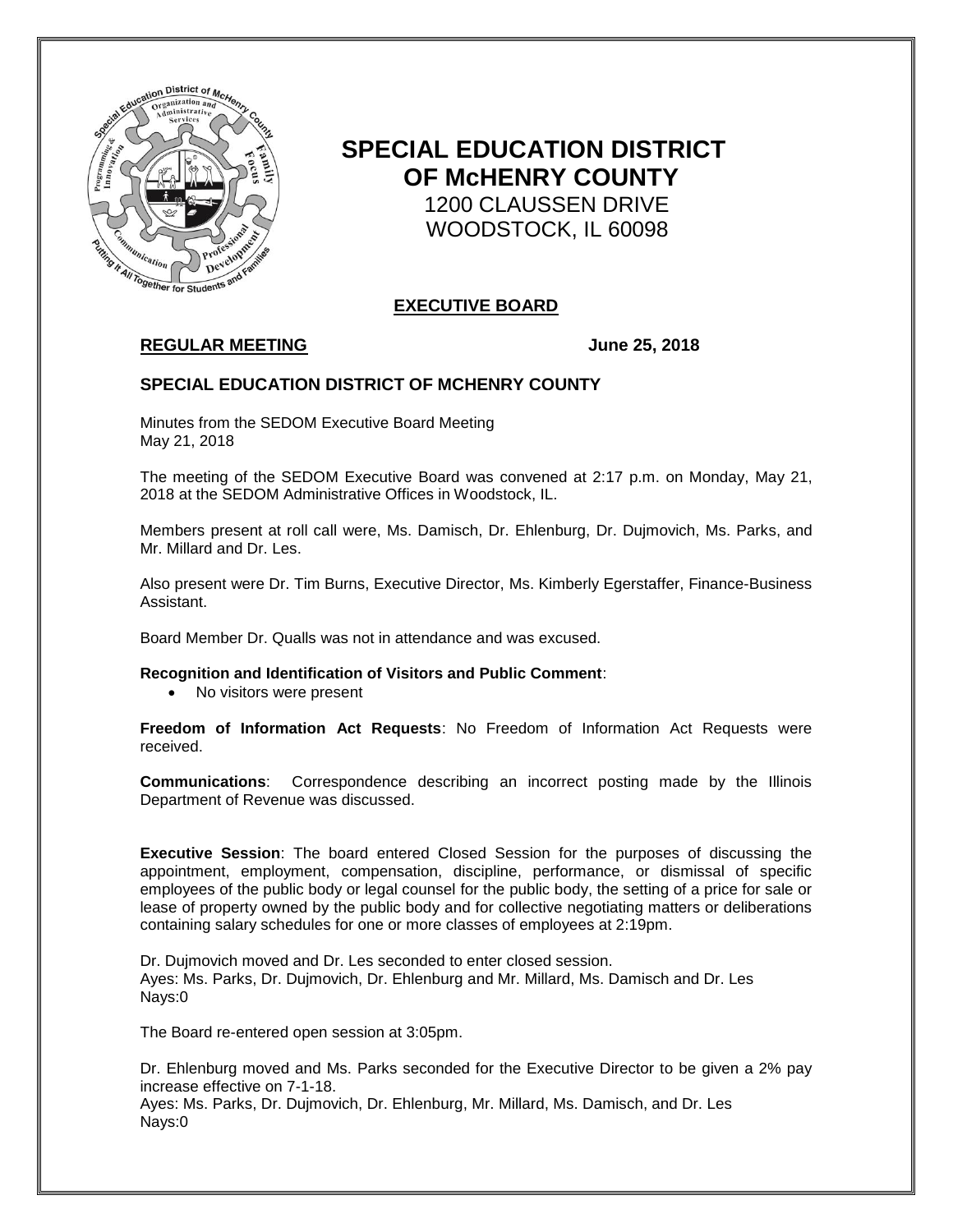# SPECIAL EDUCATION DISTRICT OF McHENRY COUNTY

1200 CLAUSSEN DRIVE
WOODSTOCK, IL 60098

## EXECUTIVE BOARD

**REGULAR MEETING** **June 25, 2018**

### SPECIAL EDUCATION DISTRICT OF MCHENRY COUNTY

Minutes from the SEDOM Executive Board Meeting
May 21, 2018

The meeting of the SEDOM Executive Board was convened at 2:17 p.m. on Monday, May 21, 2018 at the SEDOM Administrative Offices in Woodstock, IL.

Members present at roll call were, Ms. Damisch, Dr. Ehlenburg, Dr. Dujmovich, Ms. Parks, and Mr. Millard and Dr. Les.

Also present were Dr. Tim Burns, Executive Director, Ms. Kimberly Egerstaffer, Finance-Business Assistant.

Board Member Dr. Qualls was not in attendance and was excused.

**Recognition and Identification of Visitors and Public Comment**:

- No visitors were present

**Freedom of Information Act Requests**: No Freedom of Information Act Requests were received.

**Communications**: Correspondence describing an incorrect posting made by the Illinois Department of Revenue was discussed.

**Executive Session**: The board entered Closed Session for the purposes of discussing the appointment, employment, compensation, discipline, performance, or dismissal of specific employees of the public body or legal counsel for the public body, the setting of a price for sale or lease of property owned by the public body and for collective negotiating matters or deliberations containing salary schedules for one or more classes of employees at 2:19pm.

Dr. Dujmovich moved and Dr. Les seconded to enter closed session.
Ayes: Ms. Parks, Dr. Dujmovich, Dr. Ehlenburg and Mr. Millard, Ms. Damisch and Dr. Les
Nays:0

The Board re-entered open session at 3:05pm.

Dr. Ehlenburg moved and Ms. Parks seconded for the Executive Director to be given a 2% pay increase effective on 7-1-18.
Ayes: Ms. Parks, Dr. Dujmovich, Dr. Ehlenburg, Mr. Millard, Ms. Damisch, and Dr. Les
Nays:0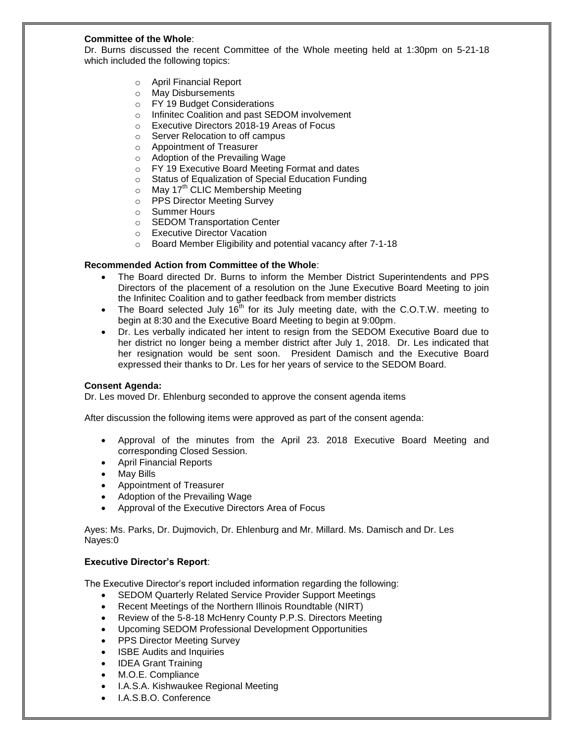**Committee of the Whole**:

Dr. Burns discussed the recent Committee of the Whole meeting held at 1:30pm on 5-21-18 which included the following topics:

- April Financial Report
- May Disbursements
- FY 19 Budget Considerations
- Infinitec Coalition and past SEDOM involvement
- Executive Directors 2018-19 Areas of Focus
- Server Relocation to off campus
- Appointment of Treasurer
- Adoption of the Prevailing Wage
- FY 19 Executive Board Meeting Format and dates
- Status of Equalization of Special Education Funding
- May 17th CLIC Membership Meeting
- PPS Director Meeting Survey
- Summer Hours
- SEDOM Transportation Center
- Executive Director Vacation
- Board Member Eligibility and potential vacancy after 7-1-18

**Recommended Action from Committee of the Whole**:

- The Board directed Dr. Burns to inform the Member District Superintendents and PPS Directors of the placement of a resolution on the June Executive Board Meeting to join the Infinitec Coalition and to gather feedback from member districts
- The Board selected July 16th for its July meeting date, with the C.O.T.W. meeting to begin at 8:30 and the Executive Board Meeting to begin at 9:00pm.
- Dr. Les verbally indicated her intent to resign from the SEDOM Executive Board due to her district no longer being a member district after July 1, 2018. Dr. Les indicated that her resignation would be sent soon. President Damisch and the Executive Board expressed their thanks to Dr. Les for her years of service to the SEDOM Board.

**Consent Agenda:**

Dr. Les moved Dr. Ehlenburg seconded to approve the consent agenda items

After discussion the following items were approved as part of the consent agenda:

- Approval of the minutes from the April 23. 2018 Executive Board Meeting and corresponding Closed Session.
- April Financial Reports
- May Bills
- Appointment of Treasurer
- Adoption of the Prevailing Wage
- Approval of the Executive Directors Area of Focus

Ayes: Ms. Parks, Dr. Dujmovich, Dr. Ehlenburg and Mr. Millard. Ms. Damisch and Dr. Les
Nayes:0

**Executive Director's Report**:

The Executive Director's report included information regarding the following:

- SEDOM Quarterly Related Service Provider Support Meetings
- Recent Meetings of the Northern Illinois Roundtable (NIRT)
- Review of the 5-8-18 McHenry County P.P.S. Directors Meeting
- Upcoming SEDOM Professional Development Opportunities
- PPS Director Meeting Survey
- ISBE Audits and Inquiries
- IDEA Grant Training
- M.O.E. Compliance
- I.A.S.A. Kishwaukee Regional Meeting
- I.A.S.B.O. Conference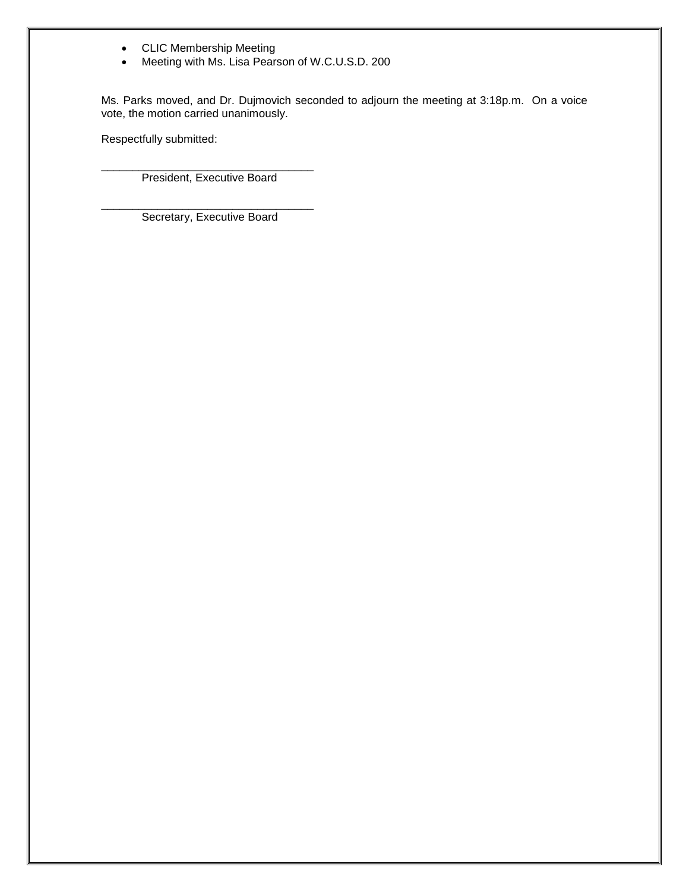- CLIC Membership Meeting
- Meeting with Ms. Lisa Pearson of W.C.U.S.D. 200

Ms. Parks moved, and Dr. Dujmovich seconded to adjourn the meeting at 3:18p.m. On a voice vote, the motion carried unanimously.

Respectfully submitted:

\_\_\_\_\_\_\_\_\_\_\_\_\_\_\_\_\_\_\_\_\_\_\_\_\_\_\_\_\_\_\_\_\_\_\_

President, Executive Board

\_\_\_\_\_\_\_\_\_\_\_\_\_\_\_\_\_\_\_\_\_\_\_\_\_\_\_\_\_\_\_\_\_\_\_

Secretary, Executive Board